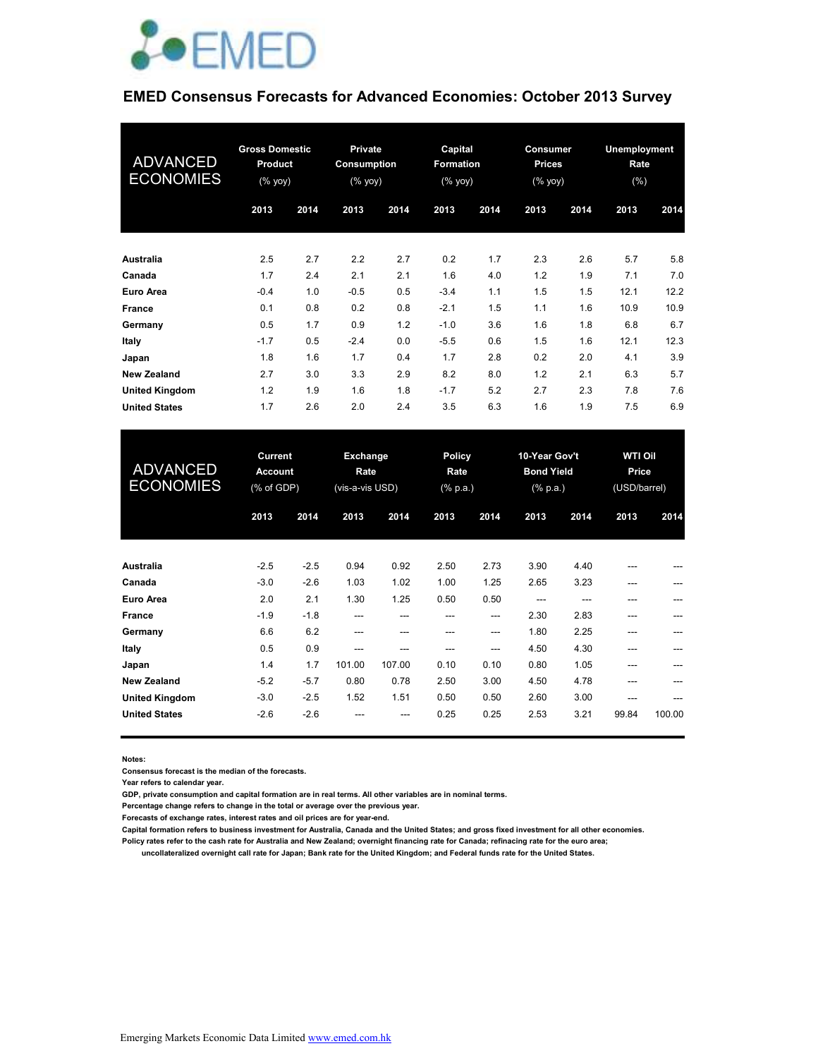# EMED Consensus Forecasts for Advanced Economies: October 2013 Survey

| ADVANCED ECONOMIES | Gross Domestic Product (% yoy) | | Private Consumption (% yoy) | | Capital Formation (% yoy) | | Consumer Prices (% yoy) | | Unemployment Rate (%) | |
|---|---|---|---|---|---|---|---|---|---|---|
| | 2013 | 2014 | 2013 | 2014 | 2013 | 2014 | 2013 | 2014 | 2013 | 2014 |
| **Australia** | 2.5 | 2.7 | 2.2 | 2.7 | 0.2 | 1.7 | 2.3 | 2.6 | 5.7 | 5.8 |
| **Canada** | 1.7 | 2.4 | 2.1 | 2.1 | 1.6 | 4.0 | 1.2 | 1.9 | 7.1 | 7.0 |
| **Euro Area** | -0.4 | 1.0 | -0.5 | 0.5 | -3.4 | 1.1 | 1.5 | 1.5 | 12.1 | 12.2 |
| **France** | 0.1 | 0.8 | 0.2 | 0.8 | -2.1 | 1.5 | 1.1 | 1.6 | 10.9 | 10.9 |
| **Germany** | 0.5 | 1.7 | 0.9 | 1.2 | -1.0 | 3.6 | 1.6 | 1.8 | 6.8 | 6.7 |
| **Italy** | -1.7 | 0.5 | -2.4 | 0.0 | -5.5 | 0.6 | 1.5 | 1.6 | 12.1 | 12.3 |
| **Japan** | 1.8 | 1.6 | 1.7 | 0.4 | 1.7 | 2.8 | 0.2 | 2.0 | 4.1 | 3.9 |
| **New Zealand** | 2.7 | 3.0 | 3.3 | 2.9 | 8.2 | 8.0 | 1.2 | 2.1 | 6.3 | 5.7 |
| **United Kingdom** | 1.2 | 1.9 | 1.6 | 1.8 | -1.7 | 5.2 | 2.7 | 2.3 | 7.8 | 7.6 |
| **United States** | 1.7 | 2.6 | 2.0 | 2.4 | 3.5 | 6.3 | 1.6 | 1.9 | 7.5 | 6.9 |

| ADVANCED ECONOMIES | Current Account (% of GDP) | | Exchange Rate (vis-a-vis USD) | | Policy Rate (% p.a.) | | 10-Year Gov't Bond Yield (% p.a.) | | WTI Oil Price (USD/barrel) | |
|---|---|---|---|---|---|---|---|---|---|---|
| | 2013 | 2014 | 2013 | 2014 | 2013 | 2014 | 2013 | 2014 | 2013 | 2014 |
| **Australia** | -2.5 | -2.5 | 0.94 | 0.92 | 2.50 | 2.73 | 3.90 | 4.40 | --- | --- |
| **Canada** | -3.0 | -2.6 | 1.03 | 1.02 | 1.00 | 1.25 | 2.65 | 3.23 | --- | --- |
| **Euro Area** | 2.0 | 2.1 | 1.30 | 1.25 | 0.50 | 0.50 | --- | --- | --- | --- |
| **France** | -1.9 | -1.8 | --- | --- | --- | --- | 2.30 | 2.83 | --- | --- |
| **Germany** | 6.6 | 6.2 | --- | --- | --- | --- | 1.80 | 2.25 | --- | --- |
| **Italy** | 0.5 | 0.9 | --- | --- | --- | --- | 4.50 | 4.30 | --- | --- |
| **Japan** | 1.4 | 1.7 | 101.00 | 107.00 | 0.10 | 0.10 | 0.80 | 1.05 | --- | --- |
| **New Zealand** | -5.2 | -5.7 | 0.80 | 0.78 | 2.50 | 3.00 | 4.50 | 4.78 | --- | --- |
| **United Kingdom** | -3.0 | -2.5 | 1.52 | 1.51 | 0.50 | 0.50 | 2.60 | 3.00 | --- | --- |
| **United States** | -2.6 | -2.6 | --- | --- | 0.25 | 0.25 | 2.53 | 3.21 | 99.84 | 100.00 |

**Notes:**

**Consensus forecast is the median of the forecasts.**

**Year refers to calendar year.**

**GDP, private consumption and capital formation are in real terms. All other variables are in nominal terms.**

**Percentage change refers to change in the total or average over the previous year.**

**Forecasts of exchange rates, interest rates and oil prices are for year-end.**

**Capital formation refers to business investment for Australia, Canada and the United States; and gross fixed investment for all other economies.**

**Policy rates refer to the cash rate for Australia and New Zealand; overnight financing rate for Canada; refinacing rate for the euro area; uncollateralized overnight call rate for Japan; Bank rate for the United Kingdom; and Federal funds rate for the United States.**

Emerging Markets Economic Data Limited www.emed.com.hk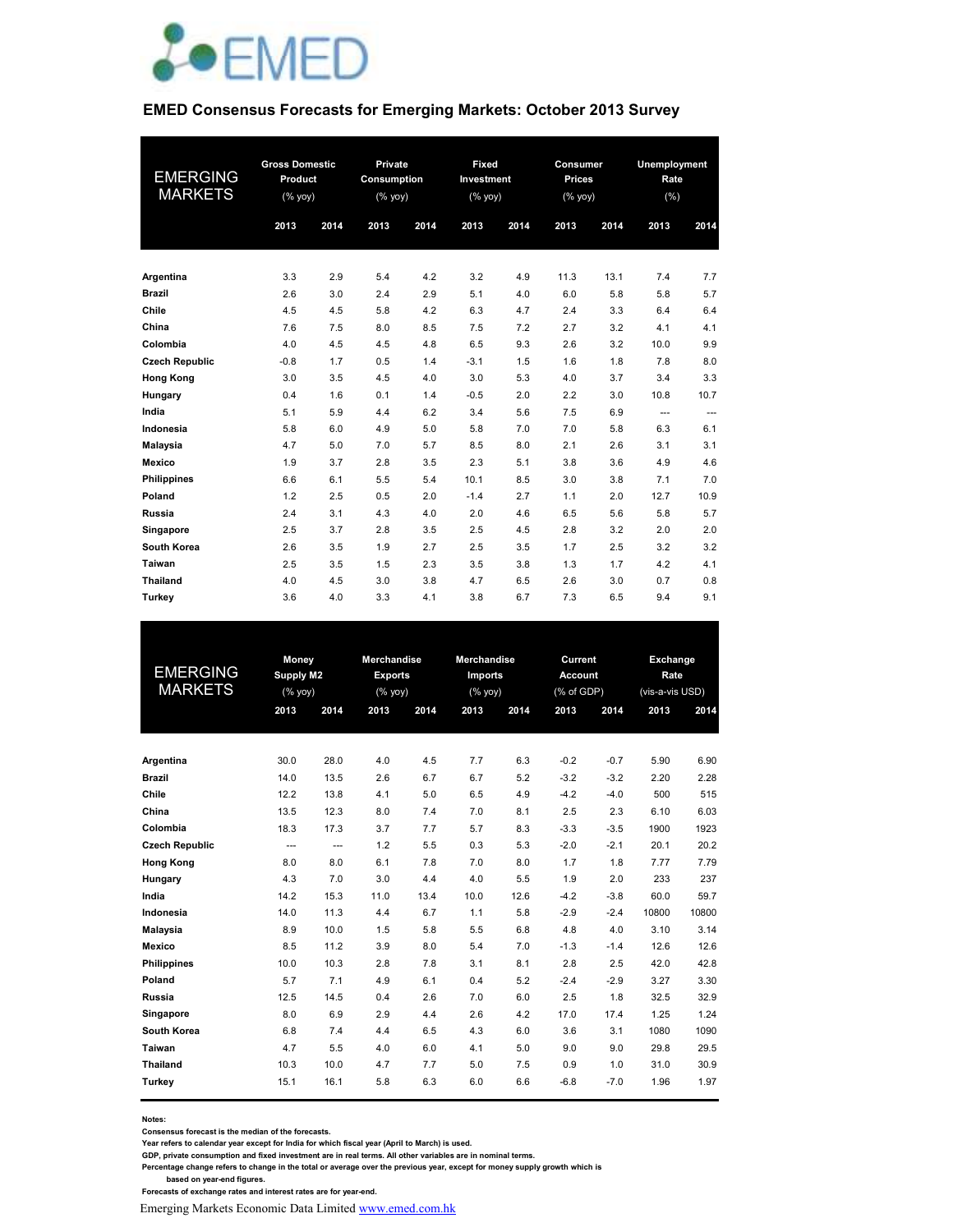# EMED Consensus Forecasts for Emerging Markets: October 2013 Survey

| EMERGING MARKETS | Gross Domestic Product (% yoy) | | Private Consumption (% yoy) | | Fixed Investment (% yoy) | | Consumer Prices (% yoy) | | Unemployment Rate (%) | |
|---|---|---|---|---|---|---|---|---|---|---|
| | 2013 | 2014 | 2013 | 2014 | 2013 | 2014 | 2013 | 2014 | 2013 | 2014 |
| **Argentina** | 3.3 | 2.9 | 5.4 | 4.2 | 3.2 | 4.9 | 11.3 | 13.1 | 7.4 | 7.7 |
| **Brazil** | 2.6 | 3.0 | 2.4 | 2.9 | 5.1 | 4.0 | 6.0 | 5.8 | 5.8 | 5.7 |
| **Chile** | 4.5 | 4.5 | 5.8 | 4.2 | 6.3 | 4.7 | 2.4 | 3.3 | 6.4 | 6.4 |
| **China** | 7.6 | 7.5 | 8.0 | 8.5 | 7.5 | 7.2 | 2.7 | 3.2 | 4.1 | 4.1 |
| **Colombia** | 4.0 | 4.5 | 4.5 | 4.8 | 6.5 | 9.3 | 2.6 | 3.2 | 10.0 | 9.9 |
| **Czech Republic** | -0.8 | 1.7 | 0.5 | 1.4 | -3.1 | 1.5 | 1.6 | 1.8 | 7.8 | 8.0 |
| **Hong Kong** | 3.0 | 3.5 | 4.5 | 4.0 | 3.0 | 5.3 | 4.0 | 3.7 | 3.4 | 3.3 |
| **Hungary** | 0.4 | 1.6 | 0.1 | 1.4 | -0.5 | 2.0 | 2.2 | 3.0 | 10.8 | 10.7 |
| **India** | 5.1 | 5.9 | 4.4 | 6.2 | 3.4 | 5.6 | 7.5 | 6.9 | --- | --- |
| **Indonesia** | 5.8 | 6.0 | 4.9 | 5.0 | 5.8 | 7.0 | 7.0 | 5.8 | 6.3 | 6.1 |
| **Malaysia** | 4.7 | 5.0 | 7.0 | 5.7 | 8.5 | 8.0 | 2.1 | 2.6 | 3.1 | 3.1 |
| **Mexico** | 1.9 | 3.7 | 2.8 | 3.5 | 2.3 | 5.1 | 3.8 | 3.6 | 4.9 | 4.6 |
| **Philippines** | 6.6 | 6.1 | 5.5 | 5.4 | 10.1 | 8.5 | 3.0 | 3.8 | 7.1 | 7.0 |
| **Poland** | 1.2 | 2.5 | 0.5 | 2.0 | -1.4 | 2.7 | 1.1 | 2.0 | 12.7 | 10.9 |
| **Russia** | 2.4 | 3.1 | 4.3 | 4.0 | 2.0 | 4.6 | 6.5 | 5.6 | 5.8 | 5.7 |
| **Singapore** | 2.5 | 3.7 | 2.8 | 3.5 | 2.5 | 4.5 | 2.8 | 3.2 | 2.0 | 2.0 |
| **South Korea** | 2.6 | 3.5 | 1.9 | 2.7 | 2.5 | 3.5 | 1.7 | 2.5 | 3.2 | 3.2 |
| **Taiwan** | 2.5 | 3.5 | 1.5 | 2.3 | 3.5 | 3.8 | 1.3 | 1.7 | 4.2 | 4.1 |
| **Thailand** | 4.0 | 4.5 | 3.0 | 3.8 | 4.7 | 6.5 | 2.6 | 3.0 | 0.7 | 0.8 |
| **Turkey** | 3.6 | 4.0 | 3.3 | 4.1 | 3.8 | 6.7 | 7.3 | 6.5 | 9.4 | 9.1 |

| EMERGING MARKETS | Money Supply M2 (% yoy) | | Merchandise Exports (% yoy) | | Merchandise Imports (% yoy) | | Current Account (% of GDP) | | Exchange Rate (vis-a-vis USD) | |
|---|---|---|---|---|---|---|---|---|---|---|
| | 2013 | 2014 | 2013 | 2014 | 2013 | 2014 | 2013 | 2014 | 2013 | 2014 |
| **Argentina** | 30.0 | 28.0 | 4.0 | 4.5 | 7.7 | 6.3 | -0.2 | -0.7 | 5.90 | 6.90 |
| **Brazil** | 14.0 | 13.5 | 2.6 | 6.7 | 6.7 | 5.2 | -3.2 | -3.2 | 2.20 | 2.28 |
| **Chile** | 12.2 | 13.8 | 4.1 | 5.0 | 6.5 | 4.9 | -4.2 | -4.0 | 500 | 515 |
| **China** | 13.5 | 12.3 | 8.0 | 7.4 | 7.0 | 8.1 | 2.5 | 2.3 | 6.10 | 6.03 |
| **Colombia** | 18.3 | 17.3 | 3.7 | 7.7 | 5.7 | 8.3 | -3.3 | -3.5 | 1900 | 1923 |
| **Czech Republic** | --- | --- | 1.2 | 5.5 | 0.3 | 5.3 | -2.0 | -2.1 | 20.1 | 20.2 |
| **Hong Kong** | 8.0 | 8.0 | 6.1 | 7.8 | 7.0 | 8.0 | 1.7 | 1.8 | 7.77 | 7.79 |
| **Hungary** | 4.3 | 7.0 | 3.0 | 4.4 | 4.0 | 5.5 | 1.9 | 2.0 | 233 | 237 |
| **India** | 14.2 | 15.3 | 11.0 | 13.4 | 10.0 | 12.6 | -4.2 | -3.8 | 60.0 | 59.7 |
| **Indonesia** | 14.0 | 11.3 | 4.4 | 6.7 | 1.1 | 5.8 | -2.9 | -2.4 | 10800 | 10800 |
| **Malaysia** | 8.9 | 10.0 | 1.5 | 5.8 | 5.5 | 6.8 | 4.8 | 4.0 | 3.10 | 3.14 |
| **Mexico** | 8.5 | 11.2 | 3.9 | 8.0 | 5.4 | 7.0 | -1.3 | -1.4 | 12.6 | 12.6 |
| **Philippines** | 10.0 | 10.3 | 2.8 | 7.8 | 3.1 | 8.1 | 2.8 | 2.5 | 42.0 | 42.8 |
| **Poland** | 5.7 | 7.1 | 4.9 | 6.1 | 0.4 | 5.2 | -2.4 | -2.9 | 3.27 | 3.30 |
| **Russia** | 12.5 | 14.5 | 0.4 | 2.6 | 7.0 | 6.0 | 2.5 | 1.8 | 32.5 | 32.9 |
| **Singapore** | 8.0 | 6.9 | 2.9 | 4.4 | 2.6 | 4.2 | 17.0 | 17.4 | 1.25 | 1.24 |
| **South Korea** | 6.8 | 7.4 | 4.4 | 6.5 | 4.3 | 6.0 | 3.6 | 3.1 | 1080 | 1090 |
| **Taiwan** | 4.7 | 5.5 | 4.0 | 6.0 | 4.1 | 5.0 | 9.0 | 9.0 | 29.8 | 29.5 |
| **Thailand** | 10.3 | 10.0 | 4.7 | 7.7 | 5.0 | 7.5 | 0.9 | 1.0 | 31.0 | 30.9 |
| **Turkey** | 15.1 | 16.1 | 5.8 | 6.3 | 6.0 | 6.6 | -6.8 | -7.0 | 1.96 | 1.97 |

**Notes:**

**Consensus forecast is the median of the forecasts.**

**Year refers to calendar year except for India for which fiscal year (April to March) is used.**

**GDP, private consumption and fixed investment are in real terms. All other variables are in nominal terms.**

**Percentage change refers to change in the total or average over the previous year, except for money supply growth which is based on year-end figures.**

**Forecasts of exchange rates and interest rates are for year-end.**

Emerging Markets Economic Data Limited www.emed.com.hk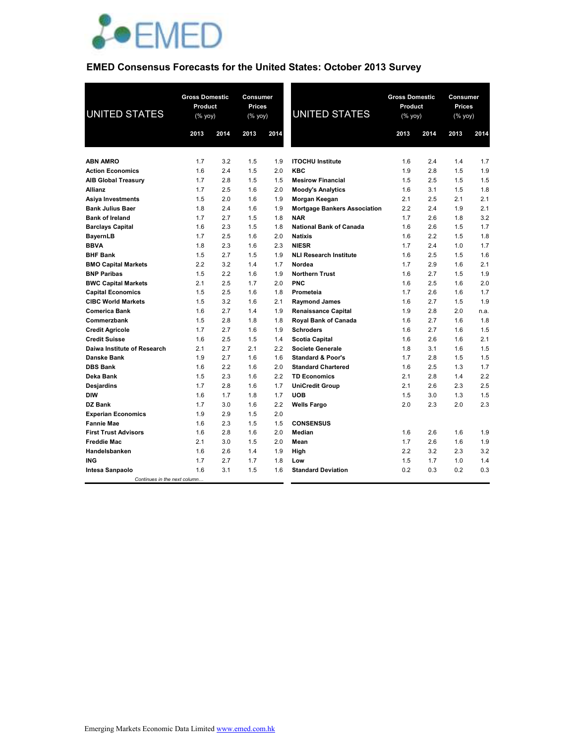## EMED Consensus Forecasts for the United States: October 2013 Survey

| UNITED STATES | Gross Domestic Product (% yoy) | | Consumer Prices (% yoy) | |
|---|---|---|---|---|
| | 2013 | 2014 | 2013 | 2014 |
| **ABN AMRO** | 1.7 | 3.2 | 1.5 | 1.9 |
| **Action Economics** | 1.6 | 2.4 | 1.5 | 2.0 |
| **AIB Global Treasury** | 1.7 | 2.8 | 1.5 | 1.5 |
| **Allianz** | 1.7 | 2.5 | 1.6 | 2.0 |
| **Asiya Investments** | 1.5 | 2.0 | 1.6 | 1.9 |
| **Bank Julius Baer** | 1.8 | 2.4 | 1.6 | 1.9 |
| **Bank of Ireland** | 1.7 | 2.7 | 1.5 | 1.8 |
| **Barclays Capital** | 1.6 | 2.3 | 1.5 | 1.8 |
| **BayernLB** | 1.7 | 2.5 | 1.6 | 2.0 |
| **BBVA** | 1.8 | 2.3 | 1.6 | 2.3 |
| **BHF Bank** | 1.5 | 2.7 | 1.5 | 1.9 |
| **BMO Capital Markets** | 2.2 | 3.2 | 1.4 | 1.7 |
| **BNP Paribas** | 1.5 | 2.2 | 1.6 | 1.9 |
| **BWC Capital Markets** | 2.1 | 2.5 | 1.7 | 2.0 |
| **Capital Economics** | 1.5 | 2.5 | 1.6 | 1.8 |
| **CIBC World Markets** | 1.5 | 3.2 | 1.6 | 2.1 |
| **Comerica Bank** | 1.6 | 2.7 | 1.4 | 1.9 |
| **Commerzbank** | 1.5 | 2.8 | 1.8 | 1.8 |
| **Credit Agricole** | 1.7 | 2.7 | 1.6 | 1.9 |
| **Credit Suisse** | 1.6 | 2.5 | 1.5 | 1.4 |
| **Daiwa Institute of Research** | 2.1 | 2.7 | 2.1 | 2.2 |
| **Danske Bank** | 1.9 | 2.7 | 1.6 | 1.6 |
| **DBS Bank** | 1.6 | 2.2 | 1.6 | 2.0 |
| **Deka Bank** | 1.5 | 2.3 | 1.6 | 2.2 |
| **Desjardins** | 1.7 | 2.8 | 1.6 | 1.7 |
| **DIW** | 1.6 | 1.7 | 1.8 | 1.7 |
| **DZ Bank** | 1.7 | 3.0 | 1.6 | 2.2 |
| **Experian Economics** | 1.9 | 2.9 | 1.5 | 2.0 |
| **Fannie Mae** | 1.6 | 2.3 | 1.5 | 1.5 |
| **First Trust Advisors** | 1.6 | 2.8 | 1.6 | 2.0 |
| **Freddie Mac** | 2.1 | 3.0 | 1.5 | 2.0 |
| **Handelsbanken** | 1.6 | 2.6 | 1.4 | 1.9 |
| **ING** | 1.7 | 2.7 | 1.7 | 1.8 |
| **Intesa Sanpaolo** | 1.6 | 3.1 | 1.5 | 1.6 |
| **ITOCHU Institute** | 1.6 | 2.4 | 1.4 | 1.7 |
| **KBC** | 1.9 | 2.8 | 1.5 | 1.9 |
| **Mesirow Financial** | 1.5 | 2.5 | 1.5 | 1.5 |
| **Moody's Analytics** | 1.6 | 3.1 | 1.5 | 1.8 |
| **Morgan Keegan** | 2.1 | 2.5 | 2.1 | 2.1 |
| **Mortgage Bankers Association** | 2.2 | 2.4 | 1.9 | 2.1 |
| **NAR** | 1.7 | 2.6 | 1.8 | 3.2 |
| **National Bank of Canada** | 1.6 | 2.6 | 1.5 | 1.7 |
| **Natixis** | 1.6 | 2.2 | 1.5 | 1.8 |
| **NIESR** | 1.7 | 2.4 | 1.0 | 1.7 |
| **NLI Research Institute** | 1.6 | 2.5 | 1.5 | 1.6 |
| **Nordea** | 1.7 | 2.9 | 1.6 | 2.1 |
| **Northern Trust** | 1.6 | 2.7 | 1.5 | 1.9 |
| **PNC** | 1.6 | 2.5 | 1.6 | 2.0 |
| **Prometeia** | 1.7 | 2.6 | 1.6 | 1.7 |
| **Raymond James** | 1.6 | 2.7 | 1.5 | 1.9 |
| **Renaissance Capital** | 1.9 | 2.8 | 2.0 | n.a. |
| **Royal Bank of Canada** | 1.6 | 2.7 | 1.6 | 1.8 |
| **Schroders** | 1.6 | 2.7 | 1.6 | 1.5 |
| **Scotia Capital** | 1.6 | 2.6 | 1.6 | 2.1 |
| **Societe Generale** | 1.8 | 3.1 | 1.6 | 1.5 |
| **Standard & Poor's** | 1.7 | 2.8 | 1.5 | 1.5 |
| **Standard Chartered** | 1.6 | 2.5 | 1.3 | 1.7 |
| **TD Economics** | 2.1 | 2.8 | 1.4 | 2.2 |
| **UniCredit Group** | 2.1 | 2.6 | 2.3 | 2.5 |
| **UOB** | 1.5 | 3.0 | 1.3 | 1.5 |
| **Wells Fargo** | 2.0 | 2.3 | 2.0 | 2.3 |
| **CONSENSUS** | | | | |
| **Median** | 1.6 | 2.6 | 1.6 | 1.9 |
| **Mean** | 1.7 | 2.6 | 1.6 | 1.9 |
| **High** | 2.2 | 3.2 | 2.3 | 3.2 |
| **Low** | 1.5 | 1.7 | 1.0 | 1.4 |
| **Standard Deviation** | 0.2 | 0.3 | 0.2 | 0.3 |

*Continues in the next column…*

Emerging Markets Economic Data Limited www.emed.com.hk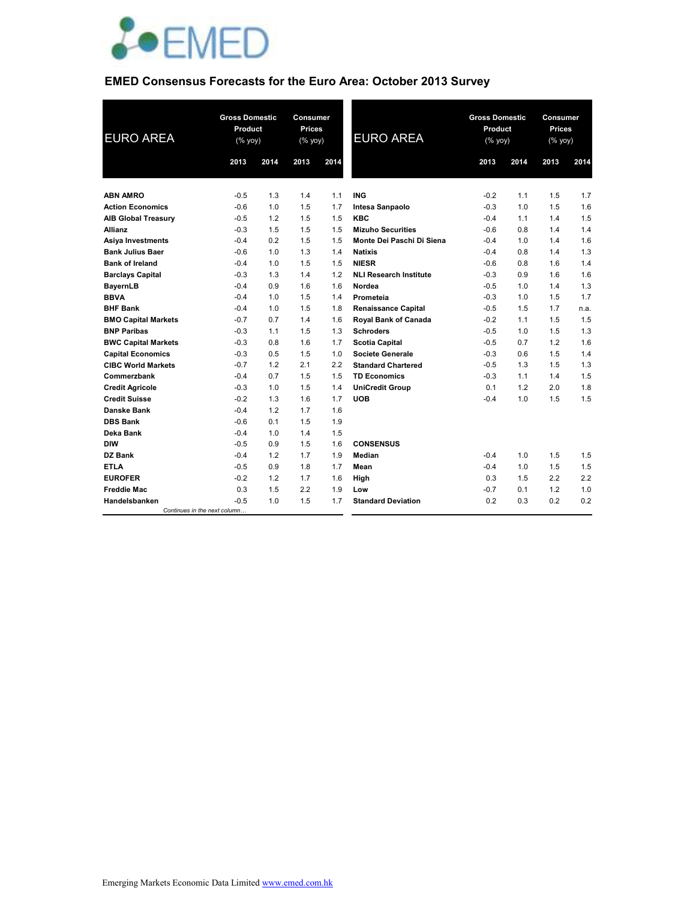# EMED Consensus Forecasts for the Euro Area: October 2013 Survey

| EURO AREA | Gross Domestic Product (% yoy) | | Consumer Prices (% yoy) | |
|---|---|---|---|---|
| | 2013 | 2014 | 2013 | 2014 |
| **ABN AMRO** | -0.5 | 1.3 | 1.4 | 1.1 |
| **Action Economics** | -0.6 | 1.0 | 1.5 | 1.7 |
| **AIB Global Treasury** | -0.5 | 1.2 | 1.5 | 1.5 |
| **Allianz** | -0.3 | 1.5 | 1.5 | 1.5 |
| **Asiya Investments** | -0.4 | 0.2 | 1.5 | 1.5 |
| **Bank Julius Baer** | -0.6 | 1.0 | 1.3 | 1.4 |
| **Bank of Ireland** | -0.4 | 1.0 | 1.5 | 1.5 |
| **Barclays Capital** | -0.3 | 1.3 | 1.4 | 1.2 |
| **BayernLB** | -0.4 | 0.9 | 1.6 | 1.6 |
| **BBVA** | -0.4 | 1.0 | 1.5 | 1.4 |
| **BHF Bank** | -0.4 | 1.0 | 1.5 | 1.8 |
| **BMO Capital Markets** | -0.7 | 0.7 | 1.4 | 1.6 |
| **BNP Paribas** | -0.3 | 1.1 | 1.5 | 1.3 |
| **BWC Capital Markets** | -0.3 | 0.8 | 1.6 | 1.7 |
| **Capital Economics** | -0.3 | 0.5 | 1.5 | 1.0 |
| **CIBC World Markets** | -0.7 | 1.2 | 2.1 | 2.2 |
| **Commerzbank** | -0.4 | 0.7 | 1.5 | 1.5 |
| **Credit Agricole** | -0.3 | 1.0 | 1.5 | 1.4 |
| **Credit Suisse** | -0.2 | 1.3 | 1.6 | 1.7 |
| **Danske Bank** | -0.4 | 1.2 | 1.7 | 1.6 |
| **DBS Bank** | -0.6 | 0.1 | 1.5 | 1.9 |
| **Deka Bank** | -0.4 | 1.0 | 1.4 | 1.5 |
| **DIW** | -0.5 | 0.9 | 1.5 | 1.6 |
| **DZ Bank** | -0.4 | 1.2 | 1.7 | 1.9 |
| **ETLA** | -0.5 | 0.9 | 1.8 | 1.7 |
| **EUROFER** | -0.2 | 1.2 | 1.7 | 1.6 |
| **Freddie Mac** | 0.3 | 1.5 | 2.2 | 1.9 |
| **Handelsbanken** | -0.5 | 1.0 | 1.5 | 1.7 |
| **ING** | -0.2 | 1.1 | 1.5 | 1.7 |
| **Intesa Sanpaolo** | -0.3 | 1.0 | 1.5 | 1.6 |
| **KBC** | -0.4 | 1.1 | 1.4 | 1.5 |
| **Mizuho Securities** | -0.6 | 0.8 | 1.4 | 1.4 |
| **Monte Dei Paschi Di Siena** | -0.4 | 1.0 | 1.4 | 1.6 |
| **Natixis** | -0.4 | 0.8 | 1.4 | 1.3 |
| **NIESR** | -0.6 | 0.8 | 1.6 | 1.4 |
| **NLI Research Institute** | -0.3 | 0.9 | 1.6 | 1.6 |
| **Nordea** | -0.5 | 1.0 | 1.4 | 1.3 |
| **Prometeia** | -0.3 | 1.0 | 1.5 | 1.7 |
| **Renaissance Capital** | -0.5 | 1.5 | 1.7 | n.a. |
| **Royal Bank of Canada** | -0.2 | 1.1 | 1.5 | 1.5 |
| **Schroders** | -0.5 | 1.0 | 1.5 | 1.3 |
| **Scotia Capital** | -0.5 | 0.7 | 1.2 | 1.6 |
| **Societe Generale** | -0.3 | 0.6 | 1.5 | 1.4 |
| **Standard Chartered** | -0.5 | 1.3 | 1.5 | 1.3 |
| **TD Economics** | -0.3 | 1.1 | 1.4 | 1.5 |
| **UniCredit Group** | 0.1 | 1.2 | 2.0 | 1.8 |
| **UOB** | -0.4 | 1.0 | 1.5 | 1.5 |
| **CONSENSUS** | | | | |
| **Median** | -0.4 | 1.0 | 1.5 | 1.5 |
| **Mean** | -0.4 | 1.0 | 1.5 | 1.5 |
| **High** | 0.3 | 1.5 | 2.2 | 2.2 |
| **Low** | -0.7 | 0.1 | 1.2 | 1.0 |
| **Standard Deviation** | 0.2 | 0.3 | 0.2 | 0.2 |

Emerging Markets Economic Data Limited www.emed.com.hk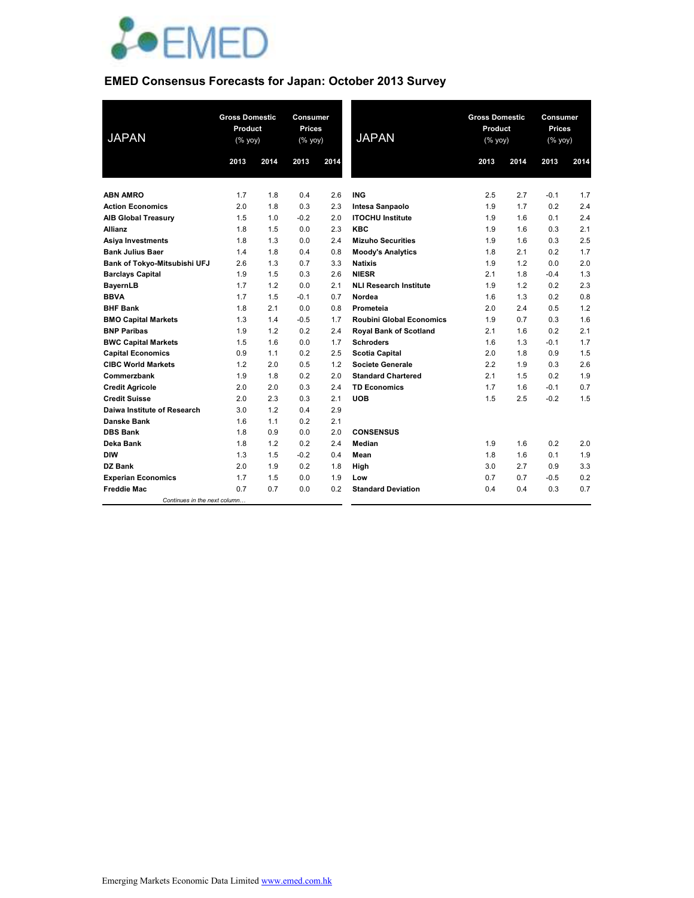# EMED Consensus Forecasts for Japan: October 2013 Survey

| JAPAN | Gross Domestic Product (% yoy) | | Consumer Prices (% yoy) | |
|---|---|---|---|---|
| | 2013 | 2014 | 2013 | 2014 |
| **ABN AMRO** | 1.7 | 1.8 | 0.4 | 2.6 |
| **Action Economics** | 2.0 | 1.8 | 0.3 | 2.3 |
| **AIB Global Treasury** | 1.5 | 1.0 | -0.2 | 2.0 |
| **Allianz** | 1.8 | 1.5 | 0.0 | 2.3 |
| **Asiya Investments** | 1.8 | 1.3 | 0.0 | 2.4 |
| **Bank Julius Baer** | 1.4 | 1.8 | 0.4 | 0.8 |
| **Bank of Tokyo-Mitsubishi UFJ** | 2.6 | 1.3 | 0.7 | 3.3 |
| **Barclays Capital** | 1.9 | 1.5 | 0.3 | 2.6 |
| **BayernLB** | 1.7 | 1.2 | 0.0 | 2.1 |
| **BBVA** | 1.7 | 1.5 | -0.1 | 0.7 |
| **BHF Bank** | 1.8 | 2.1 | 0.0 | 0.8 |
| **BMO Capital Markets** | 1.3 | 1.4 | -0.5 | 1.7 |
| **BNP Paribas** | 1.9 | 1.2 | 0.2 | 2.4 |
| **BWC Capital Markets** | 1.5 | 1.6 | 0.0 | 1.7 |
| **Capital Economics** | 0.9 | 1.1 | 0.2 | 2.5 |
| **CIBC World Markets** | 1.2 | 2.0 | 0.5 | 1.2 |
| **Commerzbank** | 1.9 | 1.8 | 0.2 | 2.0 |
| **Credit Agricole** | 2.0 | 2.0 | 0.3 | 2.4 |
| **Credit Suisse** | 2.0 | 2.3 | 0.3 | 2.1 |
| **Daiwa Institute of Research** | 3.0 | 1.2 | 0.4 | 2.9 |
| **Danske Bank** | 1.6 | 1.1 | 0.2 | 2.1 |
| **DBS Bank** | 1.8 | 0.9 | 0.0 | 2.0 |
| **Deka Bank** | 1.8 | 1.2 | 0.2 | 2.4 |
| **DIW** | 1.3 | 1.5 | -0.2 | 0.4 |
| **DZ Bank** | 2.0 | 1.9 | 0.2 | 1.8 |
| **Experian Economics** | 1.7 | 1.5 | 0.0 | 1.9 |
| **Freddie Mac** | 0.7 | 0.7 | 0.0 | 0.2 |
| **ING** | 2.5 | 2.7 | -0.1 | 1.7 |
| **Intesa Sanpaolo** | 1.9 | 1.7 | 0.2 | 2.4 |
| **ITOCHU Institute** | 1.9 | 1.6 | 0.1 | 2.4 |
| **KBC** | 1.9 | 1.6 | 0.3 | 2.1 |
| **Mizuho Securities** | 1.9 | 1.6 | 0.3 | 2.5 |
| **Moody's Analytics** | 1.8 | 2.1 | 0.2 | 1.7 |
| **Natixis** | 1.9 | 1.2 | 0.0 | 2.0 |
| **NIESR** | 2.1 | 1.8 | -0.4 | 1.3 |
| **NLI Research Institute** | 1.9 | 1.2 | 0.2 | 2.3 |
| **Nordea** | 1.6 | 1.3 | 0.2 | 0.8 |
| **Prometeia** | 2.0 | 2.4 | 0.5 | 1.2 |
| **Roubini Global Economics** | 1.9 | 0.7 | 0.3 | 1.6 |
| **Royal Bank of Scotland** | 2.1 | 1.6 | 0.2 | 2.1 |
| **Schroders** | 1.6 | 1.3 | -0.1 | 1.7 |
| **Scotia Capital** | 2.0 | 1.8 | 0.9 | 1.5 |
| **Societe Generale** | 2.2 | 1.9 | 0.3 | 2.6 |
| **Standard Chartered** | 2.1 | 1.5 | 0.2 | 1.9 |
| **TD Economics** | 1.7 | 1.6 | -0.1 | 0.7 |
| **UOB** | 1.5 | 2.5 | -0.2 | 1.5 |
| **CONSENSUS** | | | | |
| **Median** | 1.9 | 1.6 | 0.2 | 2.0 |
| **Mean** | 1.8 | 1.6 | 0.1 | 1.9 |
| **High** | 3.0 | 2.7 | 0.9 | 3.3 |
| **Low** | 0.7 | 0.7 | -0.5 | 0.2 |
| **Standard Deviation** | 0.4 | 0.4 | 0.3 | 0.7 |

Emerging Markets Economic Data Limited www.emed.com.hk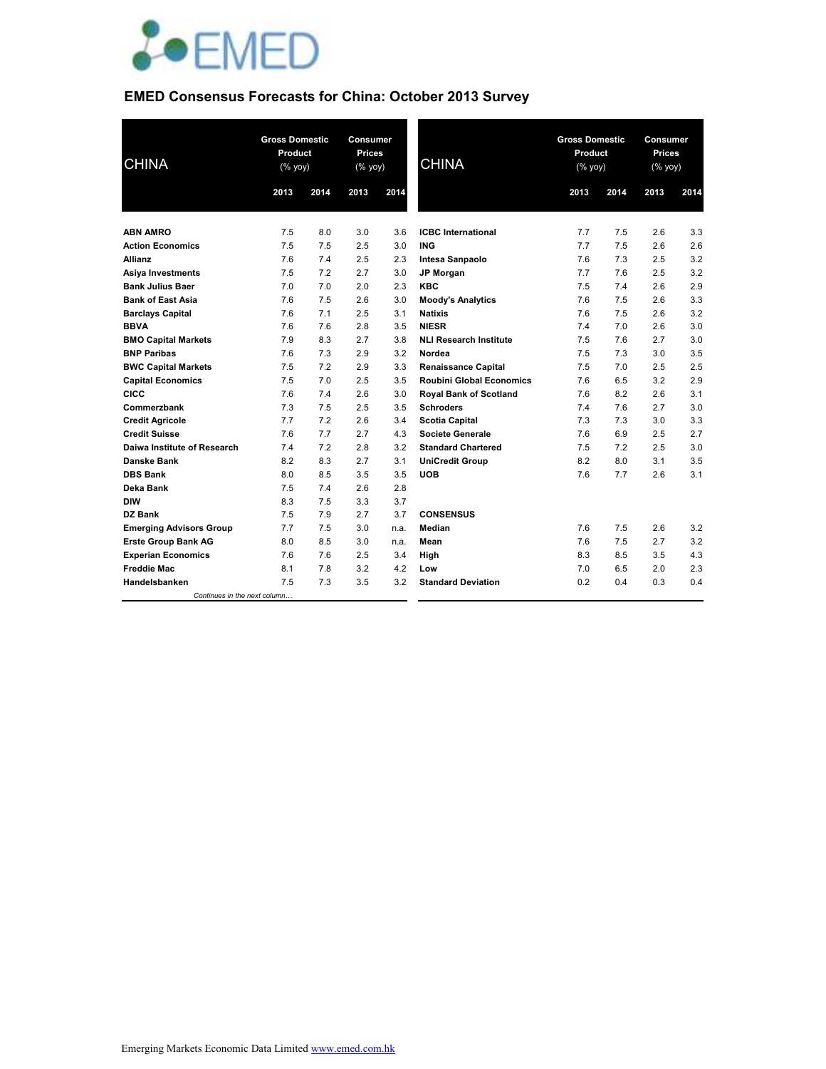# EMED Consensus Forecasts for China: October 2013 Survey

| CHINA | Gross Domestic Product (% yoy) | | Consumer Prices (% yoy) | |
|---|---|---|---|---|
| | 2013 | 2014 | 2013 | 2014 |
| **ABN AMRO** | 7.5 | 8.0 | 3.0 | 3.6 |
| **Action Economics** | 7.5 | 7.5 | 2.5 | 3.0 |
| **Allianz** | 7.6 | 7.4 | 2.5 | 2.3 |
| **Asiya Investments** | 7.5 | 7.2 | 2.7 | 3.0 |
| **Bank Julius Baer** | 7.0 | 7.0 | 2.0 | 2.3 |
| **Bank of East Asia** | 7.6 | 7.5 | 2.6 | 3.0 |
| **Barclays Capital** | 7.6 | 7.1 | 2.5 | 3.1 |
| **BBVA** | 7.6 | 7.6 | 2.8 | 3.5 |
| **BMO Capital Markets** | 7.9 | 8.3 | 2.7 | 3.8 |
| **BNP Paribas** | 7.6 | 7.3 | 2.9 | 3.2 |
| **BWC Capital Markets** | 7.5 | 7.2 | 2.9 | 3.3 |
| **Capital Economics** | 7.5 | 7.0 | 2.5 | 3.5 |
| **CICC** | 7.6 | 7.4 | 2.6 | 3.0 |
| **Commerzbank** | 7.3 | 7.5 | 2.5 | 3.5 |
| **Credit Agricole** | 7.7 | 7.2 | 2.6 | 3.4 |
| **Credit Suisse** | 7.6 | 7.7 | 2.7 | 4.3 |
| **Daiwa Institute of Research** | 7.4 | 7.2 | 2.8 | 3.2 |
| **Danske Bank** | 8.2 | 8.3 | 2.7 | 3.1 |
| **DBS Bank** | 8.0 | 8.5 | 3.5 | 3.5 |
| **Deka Bank** | 7.5 | 7.4 | 2.6 | 2.8 |
| **DIW** | 8.3 | 7.5 | 3.3 | 3.7 |
| **DZ Bank** | 7.5 | 7.9 | 2.7 | 3.7 |
| **Emerging Advisors Group** | 7.7 | 7.5 | 3.0 | n.a. |
| **Erste Group Bank AG** | 8.0 | 8.5 | 3.0 | n.a. |
| **Experian Economics** | 7.6 | 7.6 | 2.5 | 3.4 |
| **Freddie Mac** | 8.1 | 7.8 | 3.2 | 4.2 |
| **Handelsbanken** | 7.5 | 7.3 | 3.5 | 3.2 |
| **ICBC International** | 7.7 | 7.5 | 2.6 | 3.3 |
| **ING** | 7.7 | 7.5 | 2.6 | 2.6 |
| **Intesa Sanpaolo** | 7.6 | 7.3 | 2.5 | 3.2 |
| **JP Morgan** | 7.7 | 7.6 | 2.5 | 3.2 |
| **KBC** | 7.5 | 7.4 | 2.6 | 2.9 |
| **Moody's Analytics** | 7.6 | 7.5 | 2.6 | 3.3 |
| **Natixis** | 7.6 | 7.5 | 2.6 | 3.2 |
| **NIESR** | 7.4 | 7.0 | 2.6 | 3.0 |
| **NLI Research Institute** | 7.5 | 7.6 | 2.7 | 3.0 |
| **Nordea** | 7.5 | 7.3 | 3.0 | 3.5 |
| **Renaissance Capital** | 7.5 | 7.0 | 2.5 | 2.5 |
| **Roubini Global Economics** | 7.6 | 6.5 | 3.2 | 2.9 |
| **Royal Bank of Scotland** | 7.6 | 8.2 | 2.6 | 3.1 |
| **Schroders** | 7.4 | 7.6 | 2.7 | 3.0 |
| **Scotia Capital** | 7.3 | 7.3 | 3.0 | 3.3 |
| **Societe Generale** | 7.6 | 6.9 | 2.5 | 2.7 |
| **Standard Chartered** | 7.5 | 7.2 | 2.5 | 3.0 |
| **UniCredit Group** | 8.2 | 8.0 | 3.1 | 3.5 |
| **UOB** | 7.6 | 7.7 | 2.6 | 3.1 |
| **CONSENSUS** | | | | |
| **Median** | 7.6 | 7.5 | 2.6 | 3.2 |
| **Mean** | 7.6 | 7.5 | 2.7 | 3.2 |
| **High** | 8.3 | 8.5 | 3.5 | 4.3 |
| **Low** | 7.0 | 6.5 | 2.0 | 2.3 |
| **Standard Deviation** | 0.2 | 0.4 | 0.3 | 0.4 |

Emerging Markets Economic Data Limited www.emed.com.hk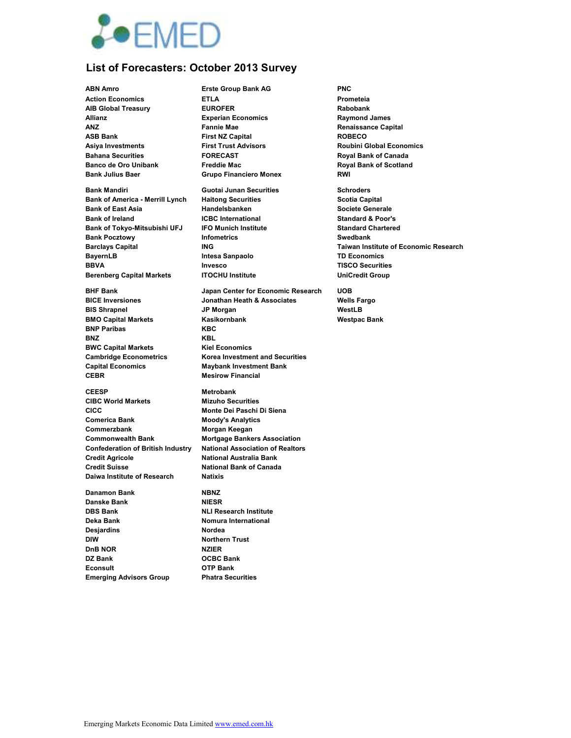EMED

## List of Forecasters: October 2013 Survey

ABN Amro
Action Economics
AIB Global Treasury
Allianz
ANZ
ASB Bank
Asiya Investments
Bahana Securities
Banco de Oro Unibank
Bank Julius Baer

Bank Mandiri
Bank of America - Merrill Lynch
Bank of East Asia
Bank of Ireland
Bank of Tokyo-Mitsubishi UFJ
Bank Pocztowy
Barclays Capital
BayernLB
BBVA
Berenberg Capital Markets

BHF Bank
BICE Inversiones
BIS Shrapnel
BMO Capital Markets
BNP Paribas
BNZ
BWC Capital Markets
Cambridge Econometrics
Capital Economics
CEBR

CEESP
CIBC World Markets
CICC
Comerica Bank
Commerzbank
Commonwealth Bank
Confederation of British Industry
Credit Agricole
Credit Suisse
Daiwa Institute of Research

Danamon Bank
Danske Bank
DBS Bank
Deka Bank
Desjardins
DIW
DnB NOR
DZ Bank
Econsult
Emerging Advisors Group

Erste Group Bank AG
ETLA
EUROFER
Experian Economics
Fannie Mae
First NZ Capital
First Trust Advisors
FORECAST
Freddie Mac
Grupo Financiero Monex

Guotai Junan Securities
Haitong Securities
Handelsbanken
ICBC International
IFO Munich Institute
Infometrics
ING
Intesa Sanpaolo
Invesco
ITOCHU Institute

Japan Center for Economic Research
Jonathan Heath & Associates
JP Morgan
Kasikornbank
KBC
KBL
Kiel Economics
Korea Investment and Securities
Maybank Investment Bank
Mesirow Financial

Metrobank
Mizuho Securities
Monte Dei Paschi Di Siena
Moody's Analytics
Morgan Keegan
Mortgage Bankers Association
National Association of Realtors
National Australia Bank
National Bank of Canada
Natixis

NBNZ
NIESR
NLI Research Institute
Nomura International
Nordea
Northern Trust
NZIER
OCBC Bank
OTP Bank
Phatra Securities

PNC
Prometeia
Rabobank
Raymond James
Renaissance Capital
ROBECO
Roubini Global Economics
Royal Bank of Canada
Royal Bank of Scotland
RWI

Schroders
Scotia Capital
Societe Generale
Standard & Poor's
Standard Chartered
Swedbank
Taiwan Institute of Economic Research
TD Economics
TISCO Securities
UniCredit Group

UOB
Wells Fargo
WestLB
Westpac Bank

Emerging Markets Economic Data Limited www.emed.com.hk